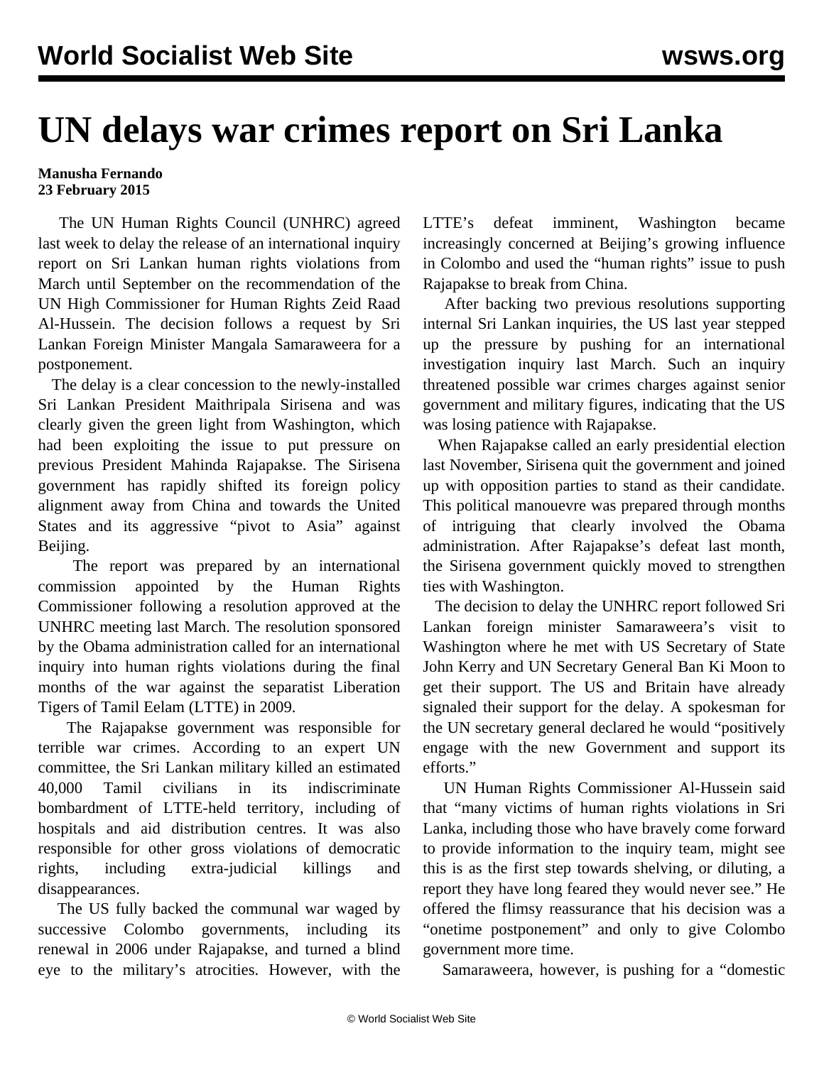# UN delays war crimes report on Sri Lanka

**Manusha Fernando**
**23 February 2015**

The UN Human Rights Council (UNHRC) agreed last week to delay the release of an international inquiry report on Sri Lankan human rights violations from March until September on the recommendation of the UN High Commissioner for Human Rights Zeid Raad Al-Hussein. The decision follows a request by Sri Lankan Foreign Minister Mangala Samaraweera for a postponement.

The delay is a clear concession to the newly-installed Sri Lankan President Maithripala Sirisena and was clearly given the green light from Washington, which had been exploiting the issue to put pressure on previous President Mahinda Rajapakse. The Sirisena government has rapidly shifted its foreign policy alignment away from China and towards the United States and its aggressive "pivot to Asia" against Beijing.

The report was prepared by an international commission appointed by the Human Rights Commissioner following a resolution approved at the UNHRC meeting last March. The resolution sponsored by the Obama administration called for an international inquiry into human rights violations during the final months of the war against the separatist Liberation Tigers of Tamil Eelam (LTTE) in 2009.

The Rajapakse government was responsible for terrible war crimes. According to an expert UN committee, the Sri Lankan military killed an estimated 40,000 Tamil civilians in its indiscriminate bombardment of LTTE-held territory, including of hospitals and aid distribution centres. It was also responsible for other gross violations of democratic rights, including extra-judicial killings and disappearances.

The US fully backed the communal war waged by successive Colombo governments, including its renewal in 2006 under Rajapakse, and turned a blind eye to the military's atrocities. However, with the LTTE's defeat imminent, Washington became increasingly concerned at Beijing's growing influence in Colombo and used the "human rights" issue to push Rajapakse to break from China.

After backing two previous resolutions supporting internal Sri Lankan inquiries, the US last year stepped up the pressure by pushing for an international investigation inquiry last March. Such an inquiry threatened possible war crimes charges against senior government and military figures, indicating that the US was losing patience with Rajapakse.

When Rajapakse called an early presidential election last November, Sirisena quit the government and joined up with opposition parties to stand as their candidate. This political manouevre was prepared through months of intriguing that clearly involved the Obama administration. After Rajapakse's defeat last month, the Sirisena government quickly moved to strengthen ties with Washington.

The decision to delay the UNHRC report followed Sri Lankan foreign minister Samaraweera's visit to Washington where he met with US Secretary of State John Kerry and UN Secretary General Ban Ki Moon to get their support. The US and Britain have already signaled their support for the delay. A spokesman for the UN secretary general declared he would "positively engage with the new Government and support its efforts."

UN Human Rights Commissioner Al-Hussein said that "many victims of human rights violations in Sri Lanka, including those who have bravely come forward to provide information to the inquiry team, might see this is as the first step towards shelving, or diluting, a report they have long feared they would never see." He offered the flimsy reassurance that his decision was a "onetime postponement" and only to give Colombo government more time.

Samaraweera, however, is pushing for a "domestic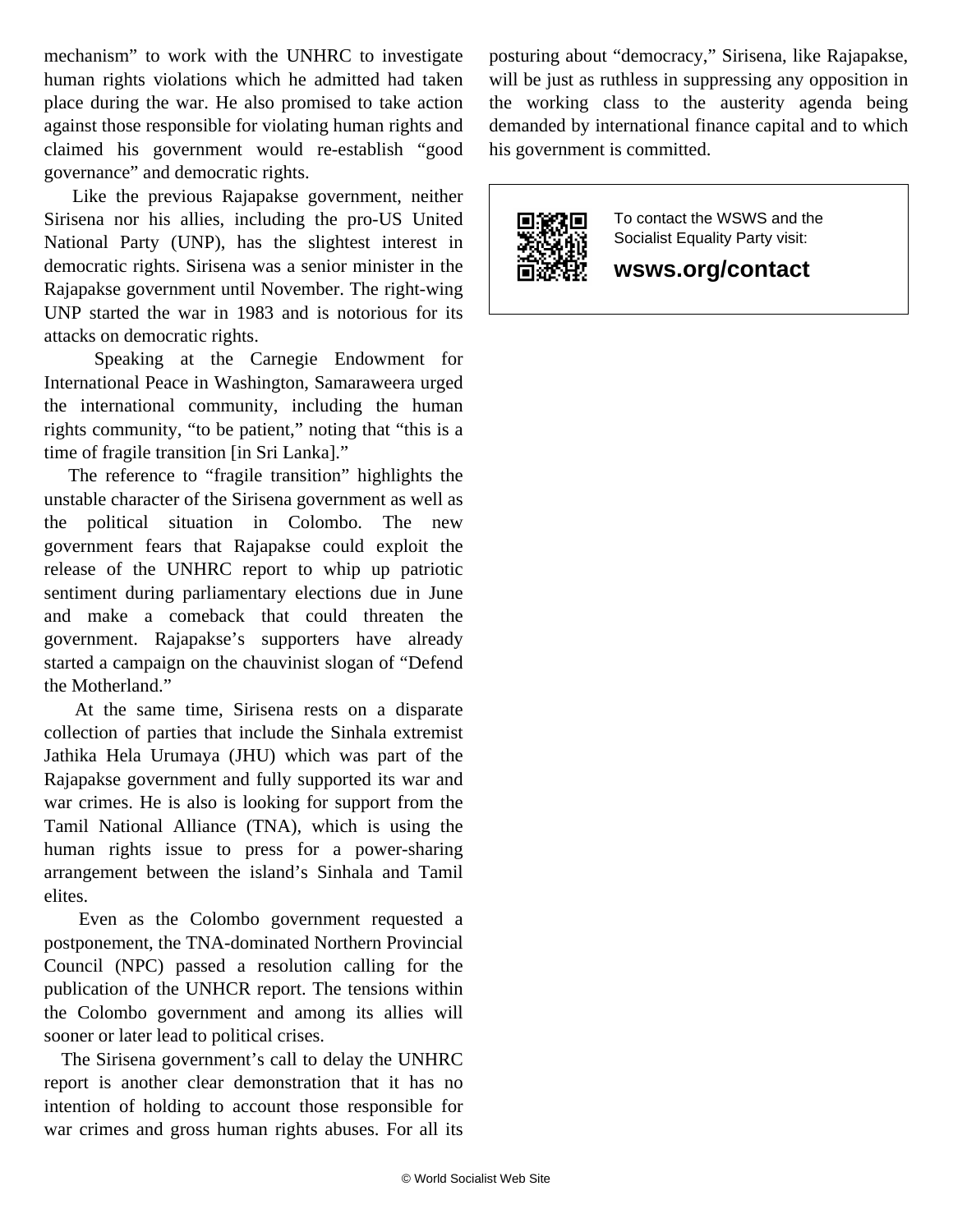mechanism" to work with the UNHRC to investigate human rights violations which he admitted had taken place during the war. He also promised to take action against those responsible for violating human rights and claimed his government would re-establish "good governance" and democratic rights.

Like the previous Rajapakse government, neither Sirisena nor his allies, including the pro-US United National Party (UNP), has the slightest interest in democratic rights. Sirisena was a senior minister in the Rajapakse government until November. The right-wing UNP started the war in 1983 and is notorious for its attacks on democratic rights.

Speaking at the Carnegie Endowment for International Peace in Washington, Samaraweera urged the international community, including the human rights community, "to be patient," noting that "this is a time of fragile transition [in Sri Lanka]."

The reference to "fragile transition" highlights the unstable character of the Sirisena government as well as the political situation in Colombo. The new government fears that Rajapakse could exploit the release of the UNHRC report to whip up patriotic sentiment during parliamentary elections due in June and make a comeback that could threaten the government. Rajapakse's supporters have already started a campaign on the chauvinist slogan of "Defend the Motherland."

At the same time, Sirisena rests on a disparate collection of parties that include the Sinhala extremist Jathika Hela Urumaya (JHU) which was part of the Rajapakse government and fully supported its war and war crimes. He is also is looking for support from the Tamil National Alliance (TNA), which is using the human rights issue to press for a power-sharing arrangement between the island's Sinhala and Tamil elites.

Even as the Colombo government requested a postponement, the TNA-dominated Northern Provincial Council (NPC) passed a resolution calling for the publication of the UNHCR report. The tensions within the Colombo government and among its allies will sooner or later lead to political crises.

The Sirisena government's call to delay the UNHRC report is another clear demonstration that it has no intention of holding to account those responsible for war crimes and gross human rights abuses. For all its posturing about "democracy," Sirisena, like Rajapakse, will be just as ruthless in suppressing any opposition in the working class to the austerity agenda being demanded by international finance capital and to which his government is committed.

To contact the WSWS and the Socialist Equality Party visit:

**wsws.org/contact**